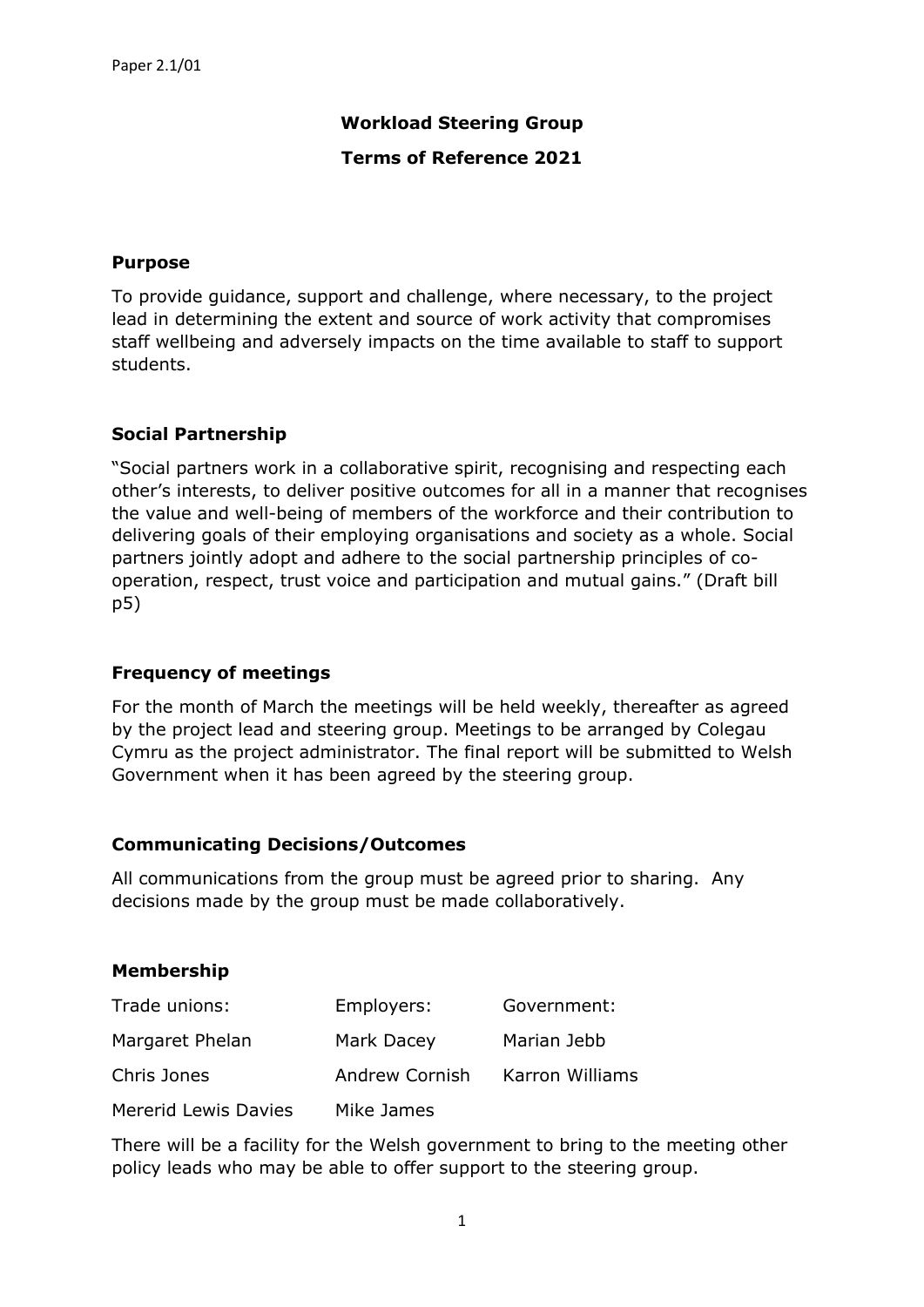Paper 2.1/01

# Workload Steering Group

## Terms of Reference 2021

### Purpose

To provide guidance, support and challenge, where necessary, to the project lead in determining the extent and source of work activity that compromises staff wellbeing and adversely impacts on the time available to staff to support students.

### Social Partnership

"Social partners work in a collaborative spirit, recognising and respecting each other's interests, to deliver positive outcomes for all in a manner that recognises the value and well-being of members of the workforce and their contribution to delivering goals of their employing organisations and society as a whole. Social partners jointly adopt and adhere to the social partnership principles of co-operation, respect, trust voice and participation and mutual gains." (Draft bill p5)

### Frequency of meetings

For the month of March the meetings will be held weekly, thereafter as agreed by the project lead and steering group. Meetings to be arranged by Colegau Cymru as the project administrator. The final report will be submitted to Welsh Government when it has been agreed by the steering group.

### Communicating Decisions/Outcomes

All communications from the group must be agreed prior to sharing. Any decisions made by the group must be made collaboratively.

### Membership

| Trade unions: | Employers: | Government: |
| --- | --- | --- |
| Margaret Phelan | Mark Dacey | Marian Jebb |
| Chris Jones | Andrew Cornish | Karron Williams |
| Mererid Lewis Davies | Mike James | |

There will be a facility for the Welsh government to bring to the meeting other policy leads who may be able to offer support to the steering group.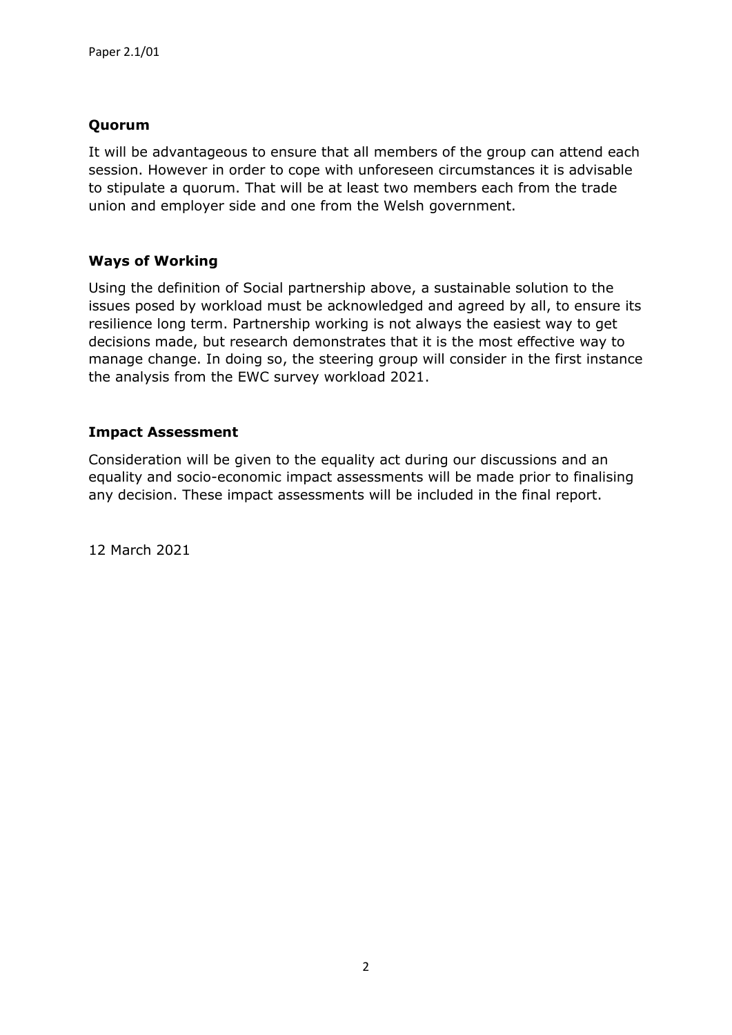## Quorum

It will be advantageous to ensure that all members of the group can attend each session. However in order to cope with unforeseen circumstances it is advisable to stipulate a quorum. That will be at least two members each from the trade union and employer side and one from the Welsh government.

## Ways of Working

Using the definition of Social partnership above, a sustainable solution to the issues posed by workload must be acknowledged and agreed by all, to ensure its resilience long term. Partnership working is not always the easiest way to get decisions made, but research demonstrates that it is the most effective way to manage change. In doing so, the steering group will consider in the first instance the analysis from the EWC survey workload 2021.

## Impact Assessment

Consideration will be given to the equality act during our discussions and an equality and socio-economic impact assessments will be made prior to finalising any decision. These impact assessments will be included in the final report.

12 March 2021